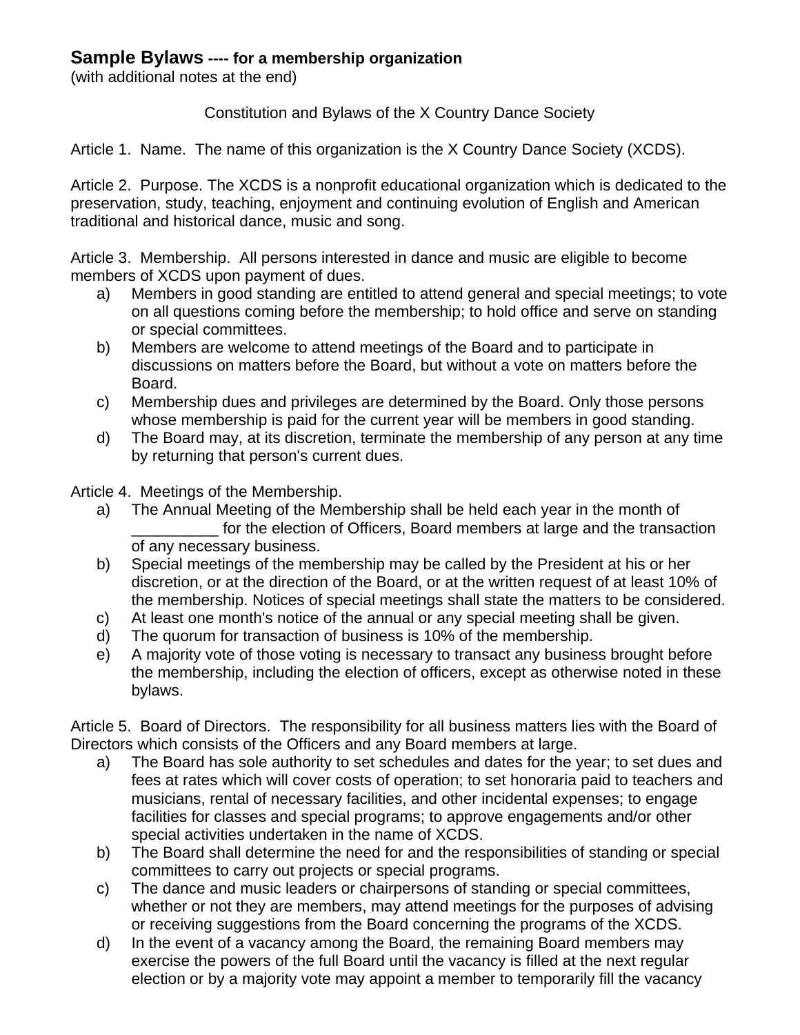# **Sample Bylaws** ---- for a membership organization

(with additional notes at the end)

Constitution and Bylaws of the X Country Dance Society

Article 1. Name. The name of this organization is the X Country Dance Society (XCDS).

Article 2. Purpose. The XCDS is a nonprofit educational organization which is dedicated to the preservation, study, teaching, enjoyment and continuing evolution of English and American traditional and historical dance, music and song.

Article 3. Membership. All persons interested in dance and music are eligible to become members of XCDS upon payment of dues.

a) Members in good standing are entitled to attend general and special meetings; to vote on all questions coming before the membership; to hold office and serve on standing or special committees.
b) Members are welcome to attend meetings of the Board and to participate in discussions on matters before the Board, but without a vote on matters before the Board.
c) Membership dues and privileges are determined by the Board. Only those persons whose membership is paid for the current year will be members in good standing.
d) The Board may, at its discretion, terminate the membership of any person at any time by returning that person's current dues.

Article 4. Meetings of the Membership.

a) The Annual Meeting of the Membership shall be held each year in the month of __________ for the election of Officers, Board members at large and the transaction of any necessary business.
b) Special meetings of the membership may be called by the President at his or her discretion, or at the direction of the Board, or at the written request of at least 10% of the membership. Notices of special meetings shall state the matters to be considered.
c) At least one month's notice of the annual or any special meeting shall be given.
d) The quorum for transaction of business is 10% of the membership.
e) A majority vote of those voting is necessary to transact any business brought before the membership, including the election of officers, except as otherwise noted in these bylaws.

Article 5. Board of Directors. The responsibility for all business matters lies with the Board of Directors which consists of the Officers and any Board members at large.

a) The Board has sole authority to set schedules and dates for the year; to set dues and fees at rates which will cover costs of operation; to set honoraria paid to teachers and musicians, rental of necessary facilities, and other incidental expenses; to engage facilities for classes and special programs; to approve engagements and/or other special activities undertaken in the name of XCDS.
b) The Board shall determine the need for and the responsibilities of standing or special committees to carry out projects or special programs.
c) The dance and music leaders or chairpersons of standing or special committees, whether or not they are members, may attend meetings for the purposes of advising or receiving suggestions from the Board concerning the programs of the XCDS.
d) In the event of a vacancy among the Board, the remaining Board members may exercise the powers of the full Board until the vacancy is filled at the next regular election or by a majority vote may appoint a member to temporarily fill the vacancy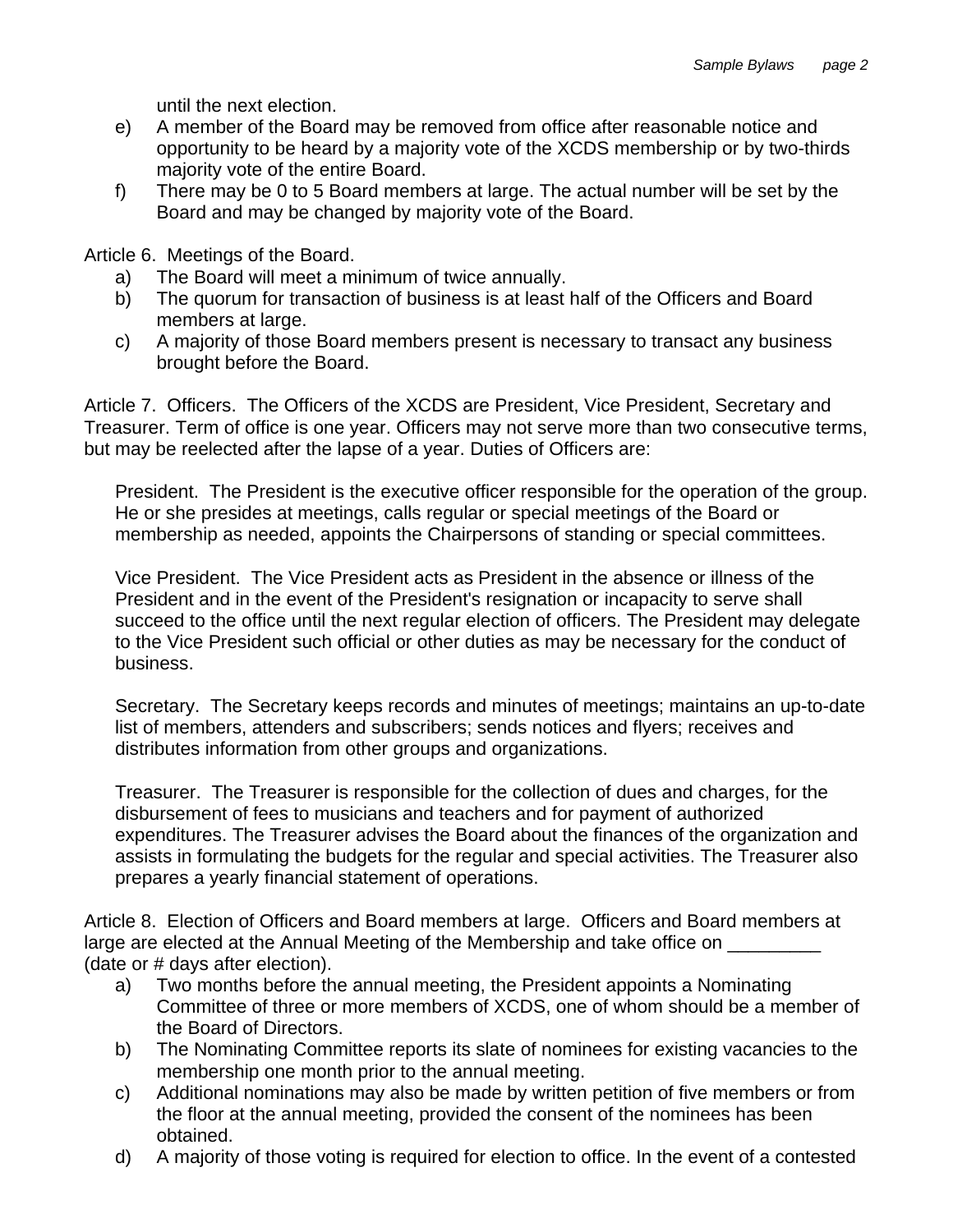until the next election.

e) A member of the Board may be removed from office after reasonable notice and opportunity to be heard by a majority vote of the XCDS membership or by two-thirds majority vote of the entire Board.

f) There may be 0 to 5 Board members at large. The actual number will be set by the Board and may be changed by majority vote of the Board.

Article 6. Meetings of the Board.

a) The Board will meet a minimum of twice annually.

b) The quorum for transaction of business is at least half of the Officers and Board members at large.

c) A majority of those Board members present is necessary to transact any business brought before the Board.

Article 7. Officers. The Officers of the XCDS are President, Vice President, Secretary and Treasurer. Term of office is one year. Officers may not serve more than two consecutive terms, but may be reelected after the lapse of a year. Duties of Officers are:

President. The President is the executive officer responsible for the operation of the group. He or she presides at meetings, calls regular or special meetings of the Board or membership as needed, appoints the Chairpersons of standing or special committees.

Vice President. The Vice President acts as President in the absence or illness of the President and in the event of the President's resignation or incapacity to serve shall succeed to the office until the next regular election of officers. The President may delegate to the Vice President such official or other duties as may be necessary for the conduct of business.

Secretary. The Secretary keeps records and minutes of meetings; maintains an up-to-date list of members, attenders and subscribers; sends notices and flyers; receives and distributes information from other groups and organizations.

Treasurer. The Treasurer is responsible for the collection of dues and charges, for the disbursement of fees to musicians and teachers and for payment of authorized expenditures. The Treasurer advises the Board about the finances of the organization and assists in formulating the budgets for the regular and special activities. The Treasurer also prepares a yearly financial statement of operations.

Article 8. Election of Officers and Board members at large. Officers and Board members at large are elected at the Annual Meeting of the Membership and take office on _________ (date or # days after election).

a) Two months before the annual meeting, the President appoints a Nominating Committee of three or more members of XCDS, one of whom should be a member of the Board of Directors.

b) The Nominating Committee reports its slate of nominees for existing vacancies to the membership one month prior to the annual meeting.

c) Additional nominations may also be made by written petition of five members or from the floor at the annual meeting, provided the consent of the nominees has been obtained.

d) A majority of those voting is required for election to office. In the event of a contested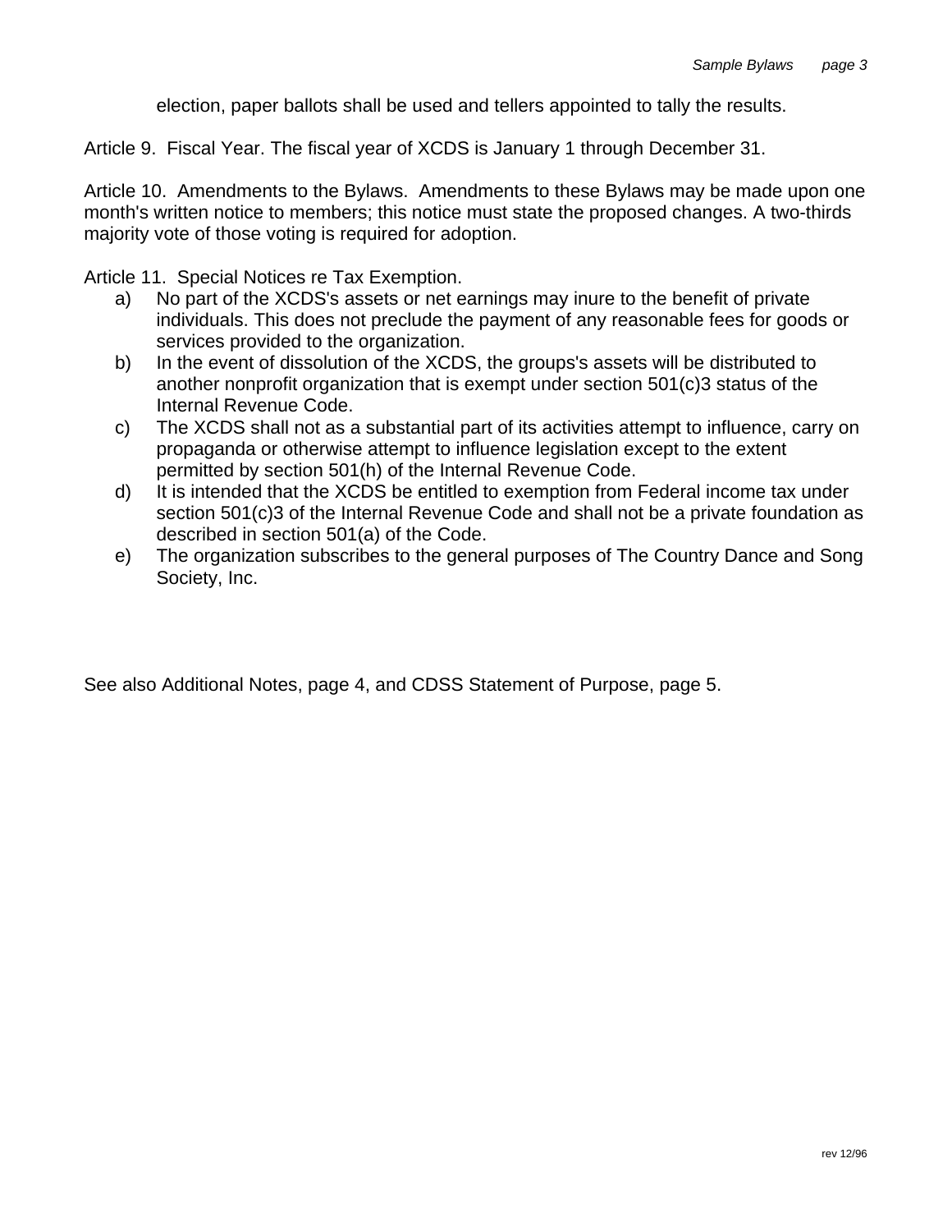election, paper ballots shall be used and tellers appointed to tally the results.

Article 9. Fiscal Year. The fiscal year of XCDS is January 1 through December 31.

Article 10. Amendments to the Bylaws. Amendments to these Bylaws may be made upon one month's written notice to members; this notice must state the proposed changes. A two-thirds majority vote of those voting is required for adoption.

Article 11. Special Notices re Tax Exemption.

a) No part of the XCDS's assets or net earnings may inure to the benefit of private individuals. This does not preclude the payment of any reasonable fees for goods or services provided to the organization.
b) In the event of dissolution of the XCDS, the groups's assets will be distributed to another nonprofit organization that is exempt under section 501(c)3 status of the Internal Revenue Code.
c) The XCDS shall not as a substantial part of its activities attempt to influence, carry on propaganda or otherwise attempt to influence legislation except to the extent permitted by section 501(h) of the Internal Revenue Code.
d) It is intended that the XCDS be entitled to exemption from Federal income tax under section 501(c)3 of the Internal Revenue Code and shall not be a private foundation as described in section 501(a) of the Code.
e) The organization subscribes to the general purposes of The Country Dance and Song Society, Inc.

See also Additional Notes, page 4, and CDSS Statement of Purpose, page 5.

rev 12/96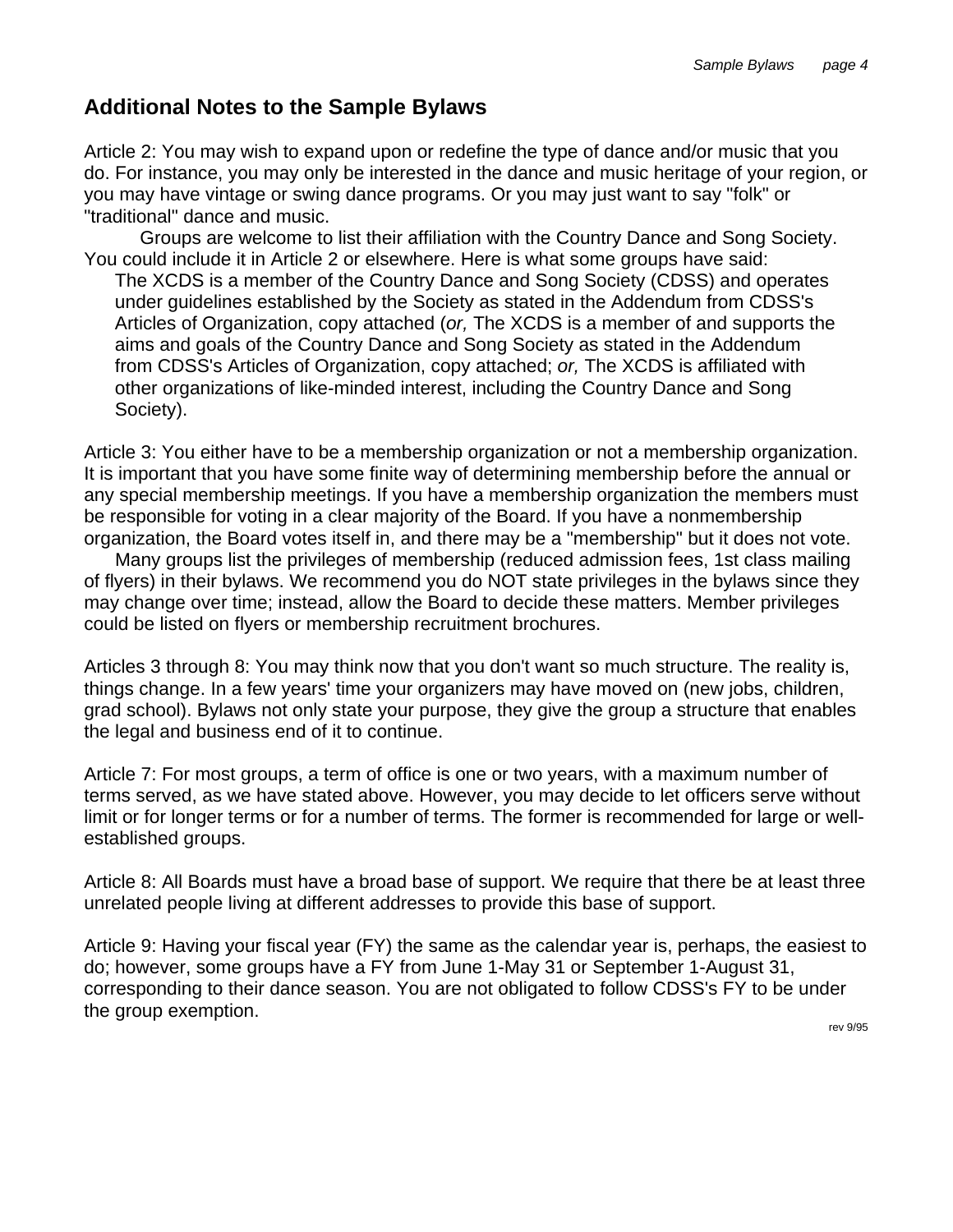## Additional Notes to the Sample Bylaws

Article 2: You may wish to expand upon or redefine the type of dance and/or music that you do. For instance, you may only be interested in the dance and music heritage of your region, or you may have vintage or swing dance programs. Or you may just want to say "folk" or "traditional" dance and music.

Groups are welcome to list their affiliation with the Country Dance and Song Society. You could include it in Article 2 or elsewhere. Here is what some groups have said:

> The XCDS is a member of the Country Dance and Song Society (CDSS) and operates under guidelines established by the Society as stated in the Addendum from CDSS's Articles of Organization, copy attached (*or,* The XCDS is a member of and supports the aims and goals of the Country Dance and Song Society as stated in the Addendum from CDSS's Articles of Organization, copy attached; *or,* The XCDS is affiliated with other organizations of like-minded interest, including the Country Dance and Song Society).

Article 3: You either have to be a membership organization or not a membership organization. It is important that you have some finite way of determining membership before the annual or any special membership meetings. If you have a membership organization the members must be responsible for voting in a clear majority of the Board. If you have a nonmembership organization, the Board votes itself in, and there may be a "membership" but it does not vote.

Many groups list the privileges of membership (reduced admission fees, 1st class mailing of flyers) in their bylaws. We recommend you do NOT state privileges in the bylaws since they may change over time; instead, allow the Board to decide these matters. Member privileges could be listed on flyers or membership recruitment brochures.

Articles 3 through 8: You may think now that you don't want so much structure. The reality is, things change. In a few years' time your organizers may have moved on (new jobs, children, grad school). Bylaws not only state your purpose, they give the group a structure that enables the legal and business end of it to continue.

Article 7: For most groups, a term of office is one or two years, with a maximum number of terms served, as we have stated above. However, you may decide to let officers serve without limit or for longer terms or for a number of terms. The former is recommended for large or well-established groups.

Article 8: All Boards must have a broad base of support. We require that there be at least three unrelated people living at different addresses to provide this base of support.

Article 9: Having your fiscal year (FY) the same as the calendar year is, perhaps, the easiest to do; however, some groups have a FY from June 1-May 31 or September 1-August 31, corresponding to their dance season. You are not obligated to follow CDSS's FY to be under the group exemption.

rev 9/95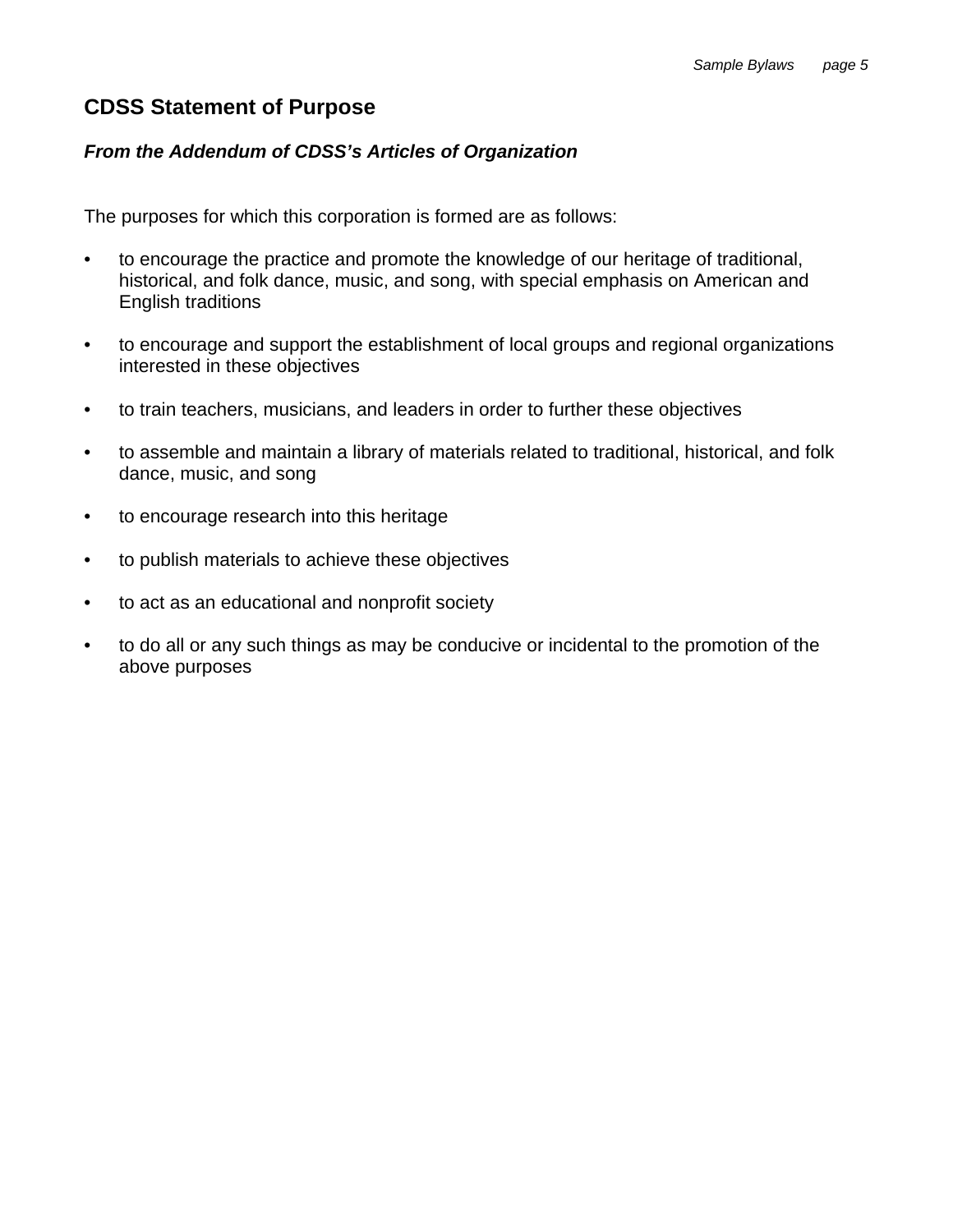## CDSS Statement of Purpose

***From the Addendum of CDSS's Articles of Organization***

The purposes for which this corporation is formed are as follows:

- to encourage the practice and promote the knowledge of our heritage of traditional, historical, and folk dance, music, and song, with special emphasis on American and English traditions
- to encourage and support the establishment of local groups and regional organizations interested in these objectives
- to train teachers, musicians, and leaders in order to further these objectives
- to assemble and maintain a library of materials related to traditional, historical, and folk dance, music, and song
- to encourage research into this heritage
- to publish materials to achieve these objectives
- to act as an educational and nonprofit society
- to do all or any such things as may be conducive or incidental to the promotion of the above purposes